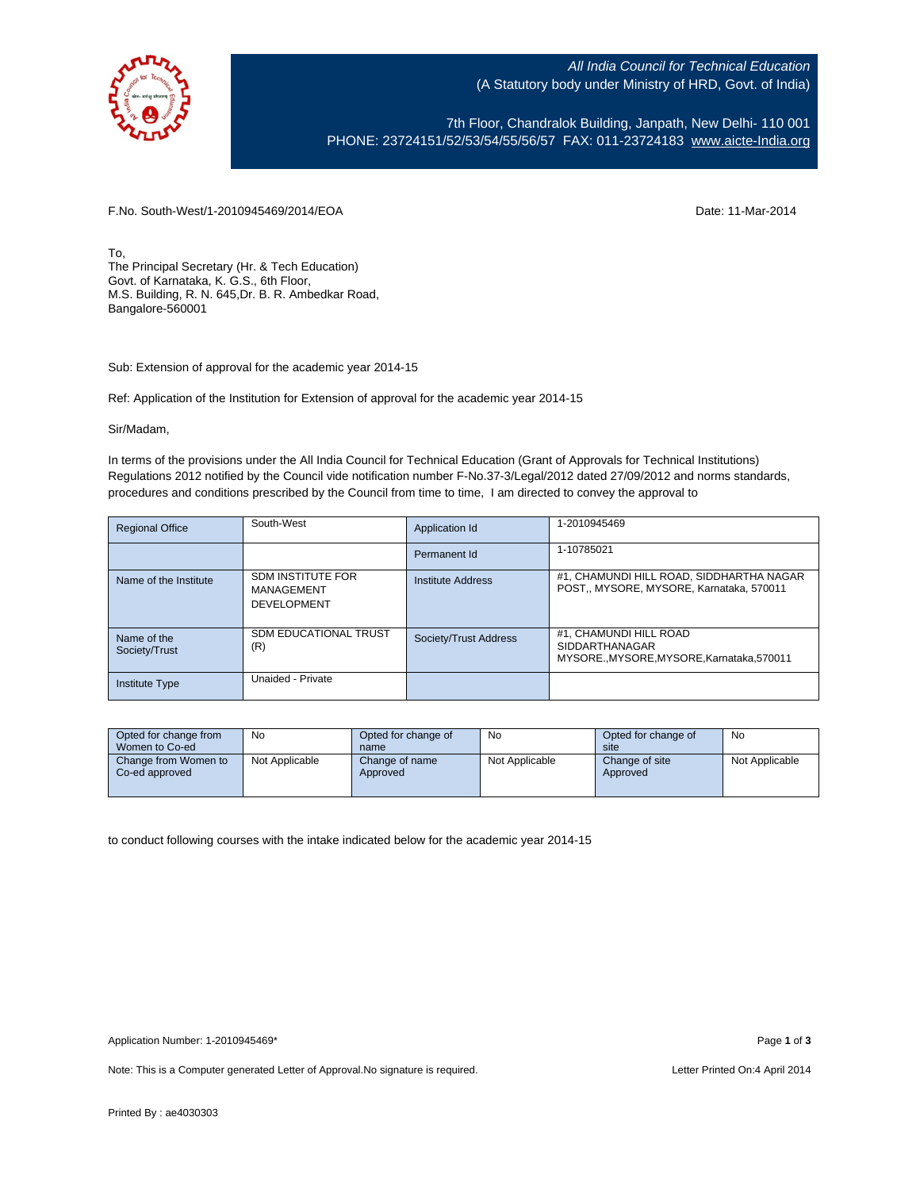*All India Council for Technical Education*
(A Statutory body under Ministry of HRD, Govt. of India)

7th Floor, Chandralok Building, Janpath, New Delhi- 110 001
PHONE: 23724151/52/53/54/55/56/57 FAX: 011-23724183 www.aicte-India.org

F.No. South-West/1-2010945469/2014/EOA

Date: 11-Mar-2014

To,
The Principal Secretary (Hr. & Tech Education)
Govt. of Karnataka, K. G.S., 6th Floor,
M.S. Building, R. N. 645,Dr. B. R. Ambedkar Road,
Bangalore-560001

Sub: Extension of approval for the academic year 2014-15

Ref: Application of the Institution for Extension of approval for the academic year 2014-15

Sir/Madam,

In terms of the provisions under the All India Council for Technical Education (Grant of Approvals for Technical Institutions) Regulations 2012 notified by the Council vide notification number F-No.37-3/Legal/2012 dated 27/09/2012 and norms standards, procedures and conditions prescribed by the Council from time to time, I am directed to convey the approval to

| Regional Office | South-West | Application Id | 1-2010945469 |
|---|---|---|---|
| | | Permanent Id | 1-10785021 |
| Name of the Institute | SDM INSTITUTE FOR MANAGEMENT DEVELOPMENT | Institute Address | #1, CHAMUNDI HILL ROAD, SIDDHARTHA NAGAR POST,, MYSORE, MYSORE, Karnataka, 570011 |
| Name of the Society/Trust | SDM EDUCATIONAL TRUST (R) | Society/Trust Address | #1, CHAMUNDI HILL ROAD SIDDARTHANAGAR MYSORE.,MYSORE,MYSORE,Karnataka,570011 |
| Institute Type | Unaided - Private | | |

| Opted for change from Women to Co-ed | No | Opted for change of name | No | Opted for change of site | No |
|---|---|---|---|---|---|
| Change from Women to Co-ed approved | Not Applicable | Change of name Approved | Not Applicable | Change of site Approved | Not Applicable |

to conduct following courses with the intake indicated below for the academic year 2014-15

Application Number: 1-2010945469*

Note: This is a Computer generated Letter of Approval.No signature is required.

Letter Printed On:4 April 2014

Printed By : ae4030303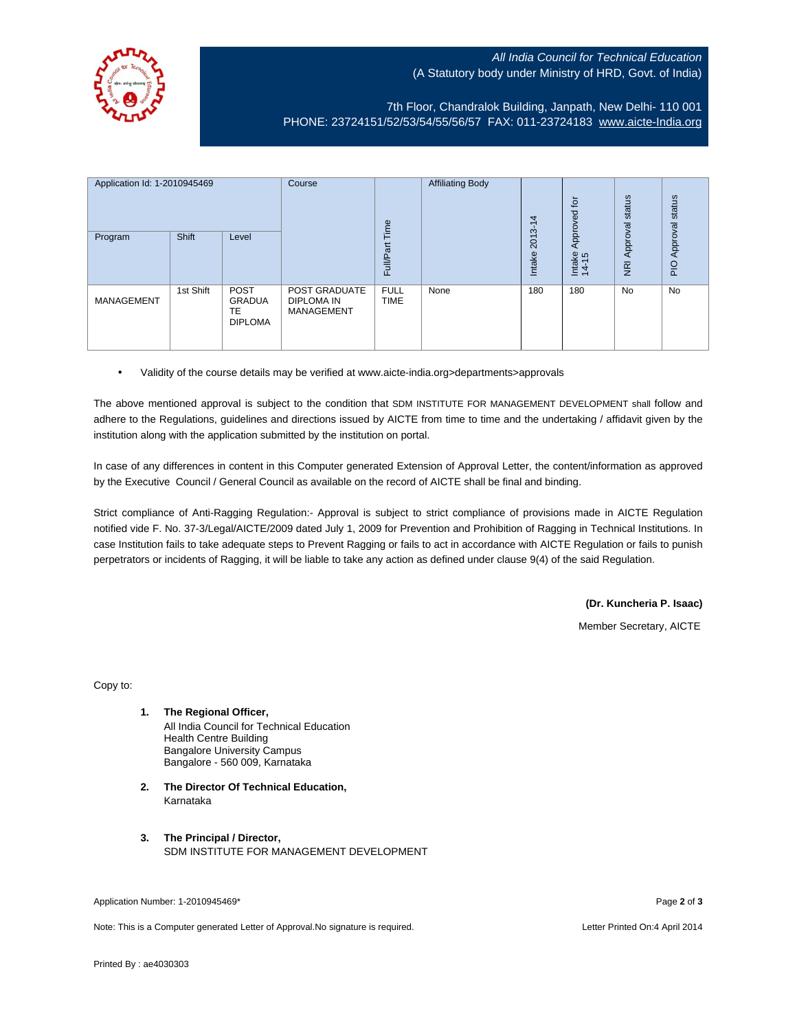*All India Council for Technical Education*
(A Statutory body under Ministry of HRD, Govt. of India)

7th Floor, Chandralok Building, Janpath, New Delhi- 110 001
PHONE: 23724151/52/53/54/55/56/57 FAX: 011-23724183 www.aicte-India.org

| Application Id: 1-2010945469 | | | Course | Full/Part Time | Affiliating Body | Intake 2013-14 | Intake Approved for 14-15 | NRI Approval status | PIO Approval status |
|---|---|---|---|---|---|---|---|---|---|
| Program | Shift | Level | | | | | | | |
| MANAGEMENT | 1st Shift | POST GRADUATE DIPLOMA | POST GRADUATE DIPLOMA IN MANAGEMENT | FULL TIME | None | 180 | 180 | No | No |

- Validity of the course details may be verified at www.aicte-india.org>departments>approvals

The above mentioned approval is subject to the condition that SDM INSTITUTE FOR MANAGEMENT DEVELOPMENT shall follow and adhere to the Regulations, guidelines and directions issued by AICTE from time to time and the undertaking / affidavit given by the institution along with the application submitted by the institution on portal.

In case of any differences in content in this Computer generated Extension of Approval Letter, the content/information as approved by the Executive Council / General Council as available on the record of AICTE shall be final and binding.

Strict compliance of Anti-Ragging Regulation:- Approval is subject to strict compliance of provisions made in AICTE Regulation notified vide F. No. 37-3/Legal/AICTE/2009 dated July 1, 2009 for Prevention and Prohibition of Ragging in Technical Institutions. In case Institution fails to take adequate steps to Prevent Ragging or fails to act in accordance with AICTE Regulation or fails to punish perpetrators or incidents of Ragging, it will be liable to take any action as defined under clause 9(4) of the said Regulation.

**(Dr. Kuncheria P. Isaac)**

Member Secretary, AICTE

Copy to:

1. **The Regional Officer,**
   All India Council for Technical Education
   Health Centre Building
   Bangalore University Campus
   Bangalore - 560 009, Karnataka

2. **The Director Of Technical Education,**
   Karnataka

3. **The Principal / Director,**
   SDM INSTITUTE FOR MANAGEMENT DEVELOPMENT

Application Number: 1-2010945469*

Note: This is a Computer generated Letter of Approval.No signature is required.

Letter Printed On:4 April 2014

Printed By : ae4030303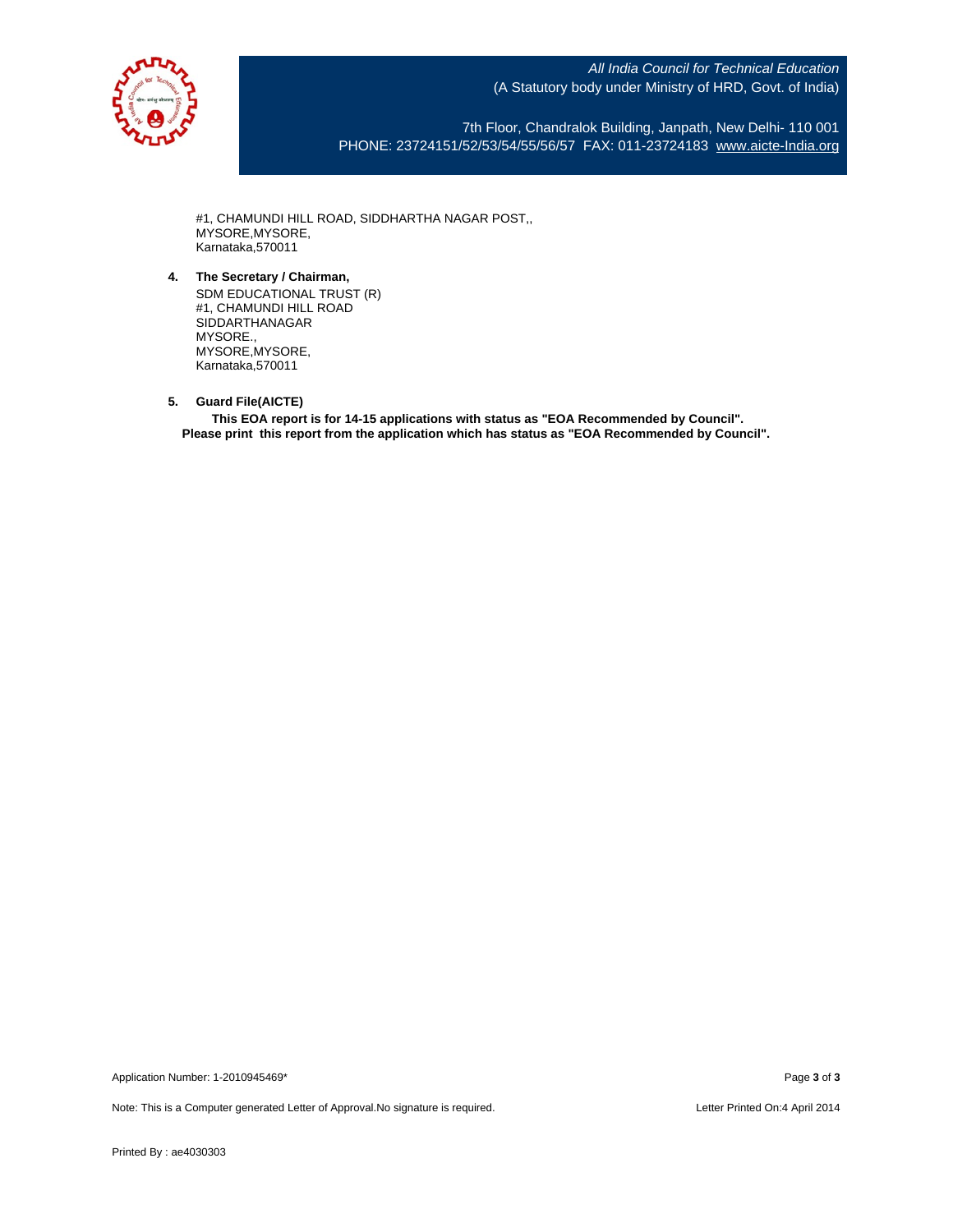#1, CHAMUNDI HILL ROAD, SIDDHARTHA NAGAR POST,,
MYSORE,MYSORE,
Karnataka,570011

4. **The Secretary / Chairman,**
   SDM EDUCATIONAL TRUST (R)
   #1, CHAMUNDI HILL ROAD
   SIDDARTHANAGAR
   MYSORE.,
   MYSORE,MYSORE,
   Karnataka,570011

5. **Guard File(AICTE)**

**This EOA report is for 14-15 applications with status as "EOA Recommended by Council".**
**Please print this report from the application which has status as "EOA Recommended by Council".**

Application Number: 1-2010945469*

Note: This is a Computer generated Letter of Approval.No signature is required.

Letter Printed On:4 April 2014

Printed By : ae4030303